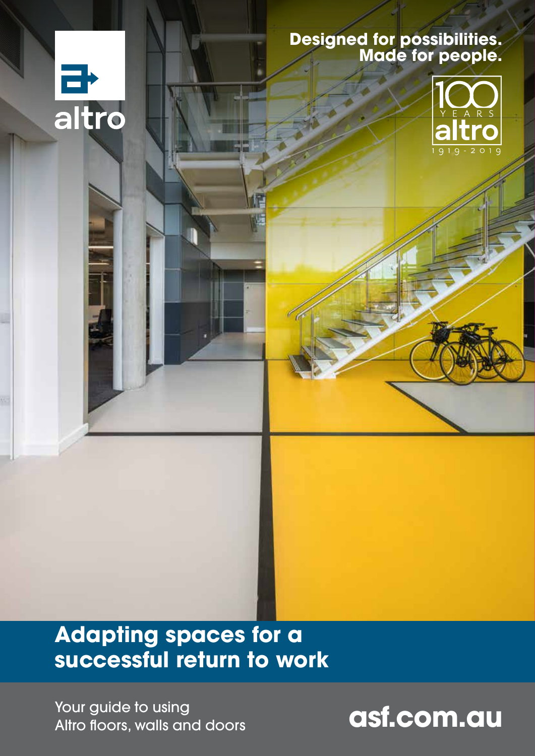altro

**Designed for possibilities.**
**Made for people.**

100 YEARS altro 1919 - 2019

# Adapting spaces for a successful return to work

Your guide to using
Altro floors, walls and doors

asf.com.au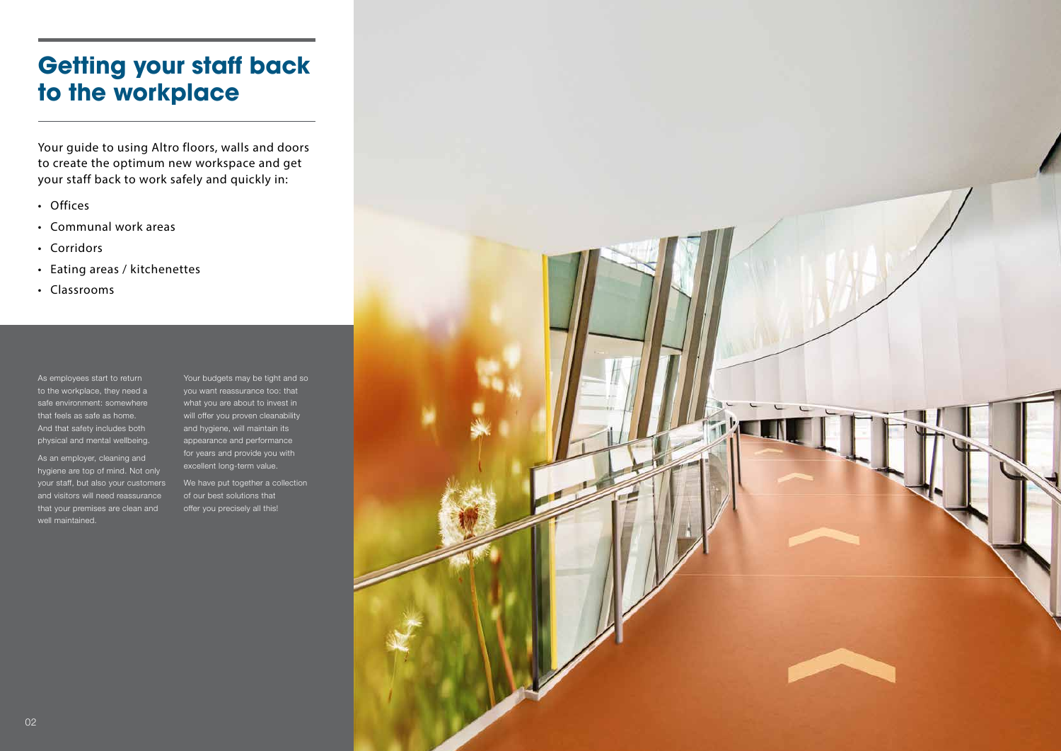# Getting your staff back to the workplace

Your guide to using Altro floors, walls and doors to create the optimum new workspace and get your staff back to work safely and quickly in:

- Offices
- Communal work areas
- Corridors
- Eating areas / kitchenettes
- Classrooms

As employees start to return to the workplace, they need a safe environment: somewhere that feels as safe as home. And that safety includes both physical and mental wellbeing.

As an employer, cleaning and hygiene are top of mind. Not only your staff, but also your customers and visitors will need reassurance that your premises are clean and well maintained.

Your budgets may be tight and so you want reassurance too: that what you are about to invest in will offer you proven cleanability and hygiene, will maintain its appearance and performance for years and provide you with excellent long-term value.

We have put together a collection of our best solutions that offer you precisely all this!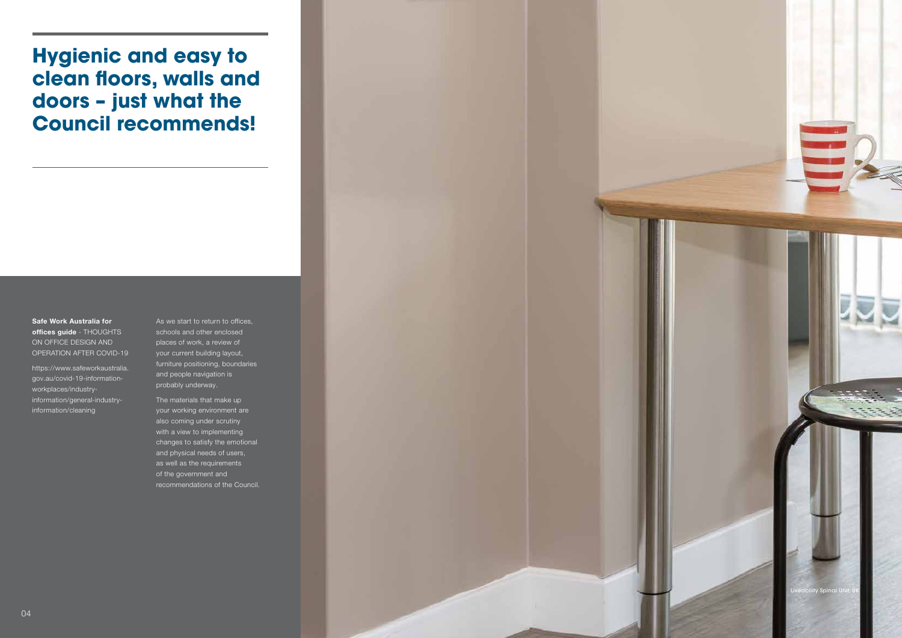# Hygienic and easy to clean floors, walls and doors – just what the Council recommends!

**Safe Work Australia for offices guide** - THOUGHTS ON OFFICE DESIGN AND OPERATION AFTER COVID-19

https://www.safeworkaustralia.gov.au/covid-19-information-workplaces/industry-information/general-industry-information/cleaning

As we start to return to offices, schools and other enclosed places of work, a review of your current building layout, furniture positioning, boundaries and people navigation is probably underway.

The materials that make up your working environment are also coming under scrutiny with a view to implementing changes to satisfy the emotional and physical needs of users, as well as the requirements of the government and recommendations of the Council.

Liveability Spinal Unit, UK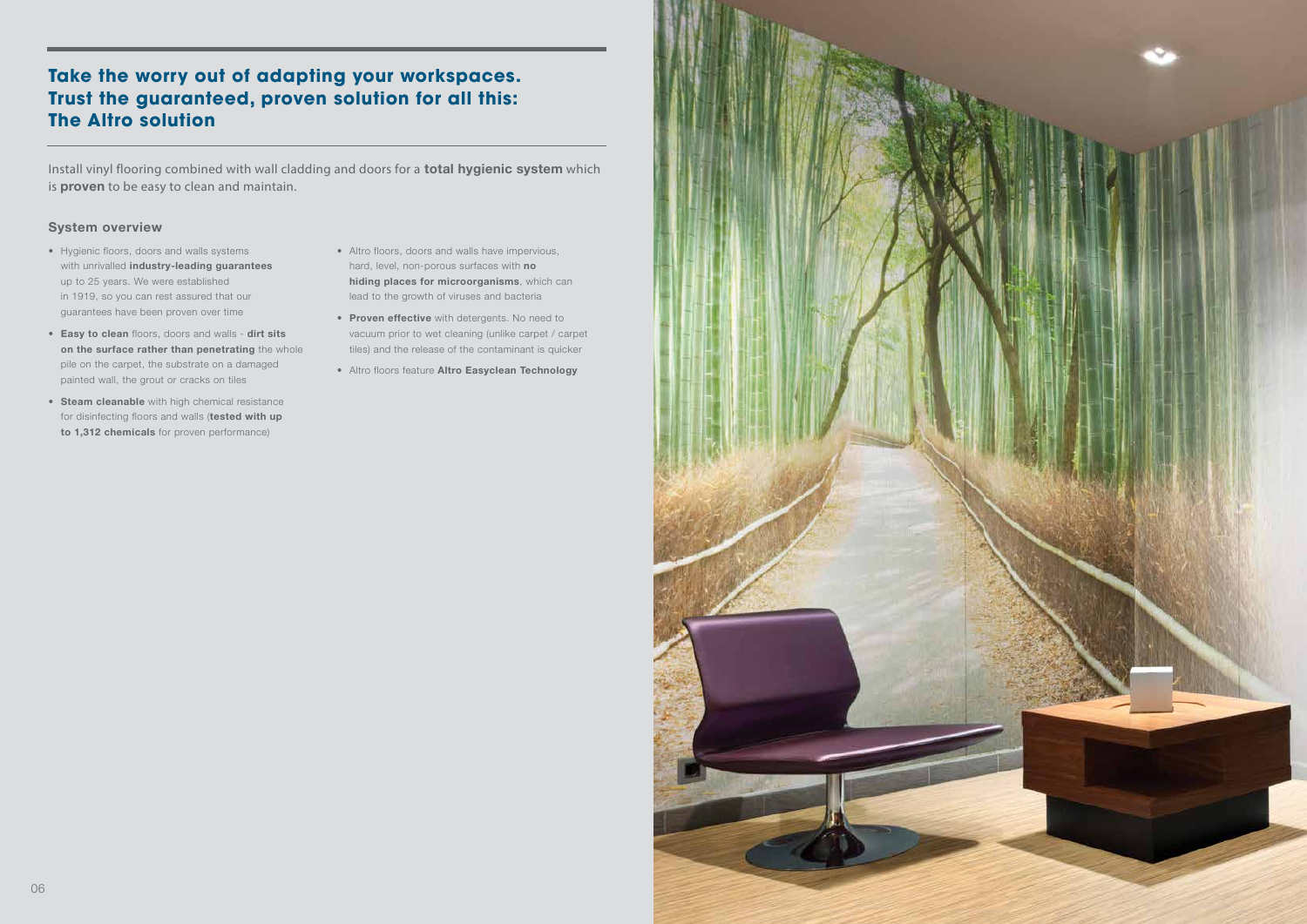## Take the worry out of adapting your workspaces. Trust the guaranteed, proven solution for all this: The Altro solution

Install vinyl flooring combined with wall cladding and doors for a **total hygienic system** which is **proven** to be easy to clean and maintain.

### System overview

- Hygienic floors, doors and walls systems with unrivalled **industry-leading guarantees** up to 25 years. We were established in 1919, so you can rest assured that our guarantees have been proven over time
- **Easy to clean** floors, doors and walls - **dirt sits on the surface rather than penetrating** the whole pile on the carpet, the substrate on a damaged painted wall, the grout or cracks on tiles
- **Steam cleanable** with high chemical resistance for disinfecting floors and walls (**tested with up to 1,312 chemicals** for proven performance)
- Altro floors, doors and walls have impervious, hard, level, non-porous surfaces with **no hiding places for microorganisms**, which can lead to the growth of viruses and bacteria
- **Proven effective** with detergents. No need to vacuum prior to wet cleaning (unlike carpet / carpet tiles) and the release of the contaminant is quicker
- Altro floors feature **Altro Easyclean Technology**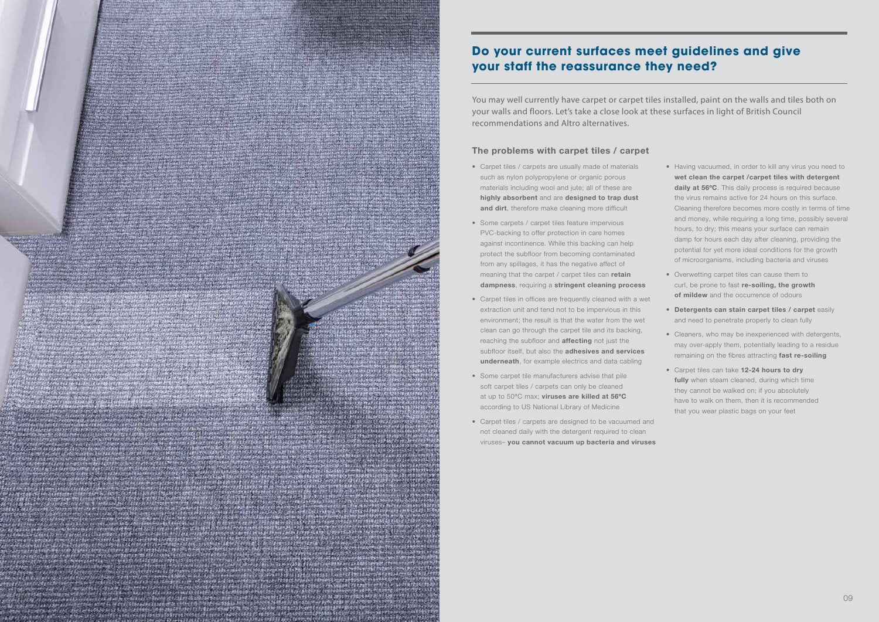## Do your current surfaces meet guidelines and give your staff the reassurance they need?

You may well currently have carpet or carpet tiles installed, paint on the walls and tiles both on your walls and floors. Let's take a close look at these surfaces in light of British Council recommendations and Altro alternatives.

### The problems with carpet tiles / carpet

- Carpet tiles / carpets are usually made of materials such as nylon polypropylene or organic porous materials including wool and jute; all of these are **highly absorbent** and are **designed to trap dust and dirt**, therefore make cleaning more difficult
- Some carpets / carpet tiles feature impervious PVC-backing to offer protection in care homes against incontinence. While this backing can help protect the subfloor from becoming contaminated from any spillages, it has the negative affect of meaning that the carpet / carpet tiles can **retain dampness**, requiring a **stringent cleaning process**
- Carpet tiles in offices are frequently cleaned with a wet extraction unit and tend not to be impervious in this environment; the result is that the water from the wet clean can go through the carpet tile and its backing, reaching the subfloor and **affecting** not just the subfloor itself, but also the **adhesives and services underneath**, for example electrics and data cabling
- Some carpet tile manufacturers advise that pile soft carpet tiles / carpets can only be cleaned at up to 50°C max; **viruses are killed at 56°C** according to US National Library of Medicine
- Carpet tiles / carpets are designed to be vacuumed and not cleaned daily with the detergent required to clean viruses– **you cannot vacuum up bacteria and viruses**
- Having vacuumed, in order to kill any virus you need to **wet clean the carpet /carpet tiles with detergent daily at 56ºC**. This daily process is required because the virus remains active for 24 hours on this surface. Cleaning therefore becomes more costly in terms of time and money, while requiring a long time, possibly several hours, to dry; this means your surface can remain damp for hours each day after cleaning, providing the potential for yet more ideal conditions for the growth of microorganisms, including bacteria and viruses
- Overwetting carpet tiles can cause them to curl, be prone to fast **re-soiling, the growth of mildew** and the occurrence of odours
- **Detergents can stain carpet tiles / carpet** easily and need to penetrate properly to clean fully
- Cleaners, who may be inexperienced with detergents, may over-apply them, potentially leading to a residue remaining on the fibres attracting **fast re-soiling**
- Carpet tiles can take **12-24 hours to dry fully** when steam cleaned, during which time they cannot be walked on; if you absolutely have to walk on them, then it is recommended that you wear plastic bags on your feet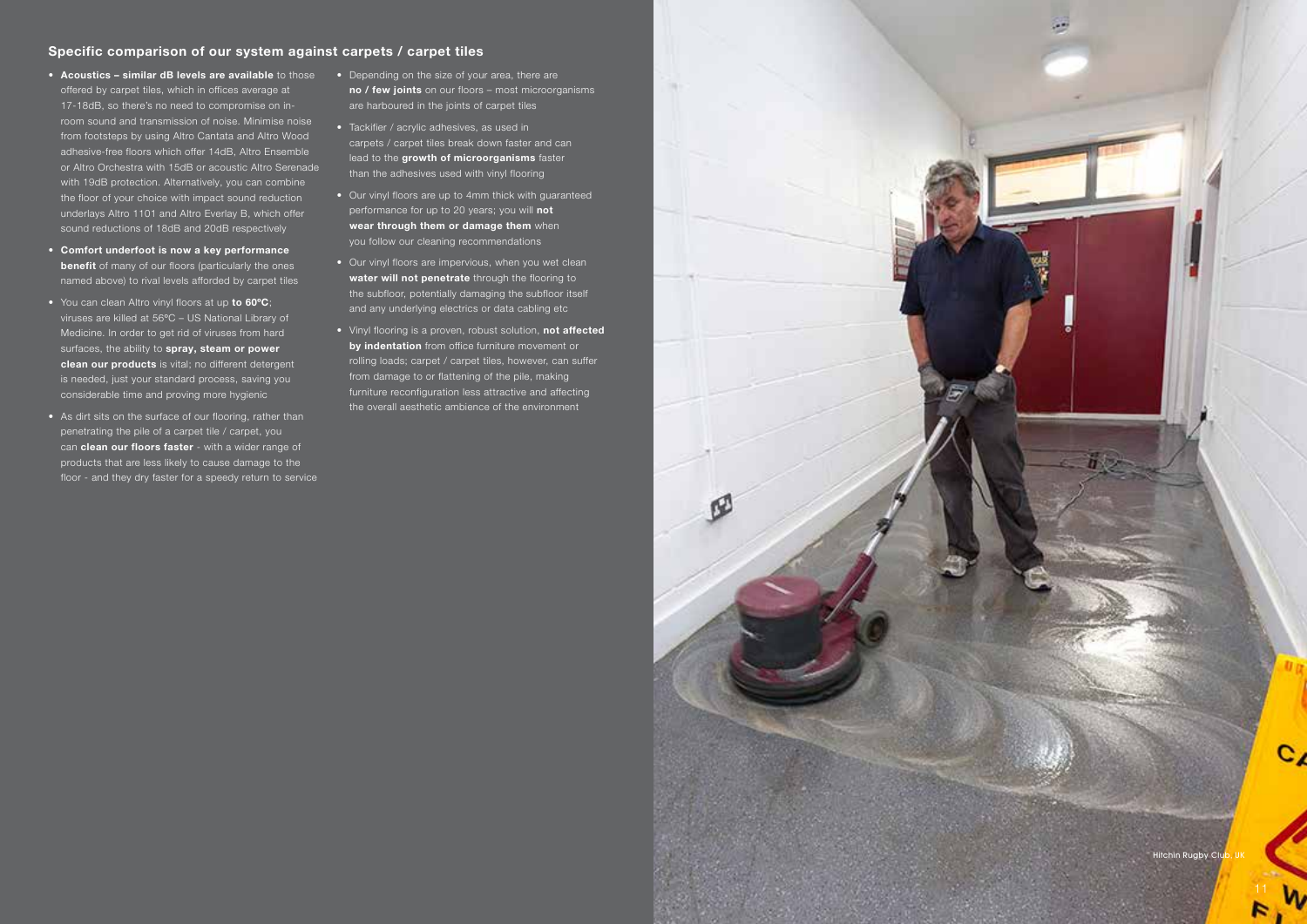## Specific comparison of our system against carpets / carpet tiles

- **Acoustics – similar dB levels are available** to those offered by carpet tiles, which in offices average at 17-18dB, so there's no need to compromise on in-room sound and transmission of noise. Minimise noise from footsteps by using Altro Cantata and Altro Wood adhesive-free floors which offer 14dB, Altro Ensemble or Altro Orchestra with 15dB or acoustic Altro Serenade with 19dB protection. Alternatively, you can combine the floor of your choice with impact sound reduction underlays Altro 1101 and Altro Everlay B, which offer sound reductions of 18dB and 20dB respectively
- **Comfort underfoot is now a key performance benefit** of many of our floors (particularly the ones named above) to rival levels afforded by carpet tiles
- You can clean Altro vinyl floors at up **to 60ºC**; viruses are killed at 56ºC – US National Library of Medicine. In order to get rid of viruses from hard surfaces, the ability to **spray, steam or power clean our products** is vital; no different detergent is needed, just your standard process, saving you considerable time and proving more hygienic
- As dirt sits on the surface of our flooring, rather than penetrating the pile of a carpet tile / carpet, you can **clean our floors faster** - with a wider range of products that are less likely to cause damage to the floor - and they dry faster for a speedy return to service
- Depending on the size of your area, there are **no / few joints** on our floors – most microorganisms are harboured in the joints of carpet tiles
- Tackifier / acrylic adhesives, as used in carpets / carpet tiles break down faster and can lead to the **growth of microorganisms** faster than the adhesives used with vinyl flooring
- Our vinyl floors are up to 4mm thick with guaranteed performance for up to 20 years; you will **not wear through them or damage them** when you follow our cleaning recommendations
- Our vinyl floors are impervious, when you wet clean **water will not penetrate** through the flooring to the subfloor, potentially damaging the subfloor itself and any underlying electrics or data cabling etc
- Vinyl flooring is a proven, robust solution, **not affected by indentation** from office furniture movement or rolling loads; carpet / carpet tiles, however, can suffer from damage to or flattening of the pile, making furniture reconfiguration less attractive and affecting the overall aesthetic ambience of the environment

Hitchin Rugby Club, UK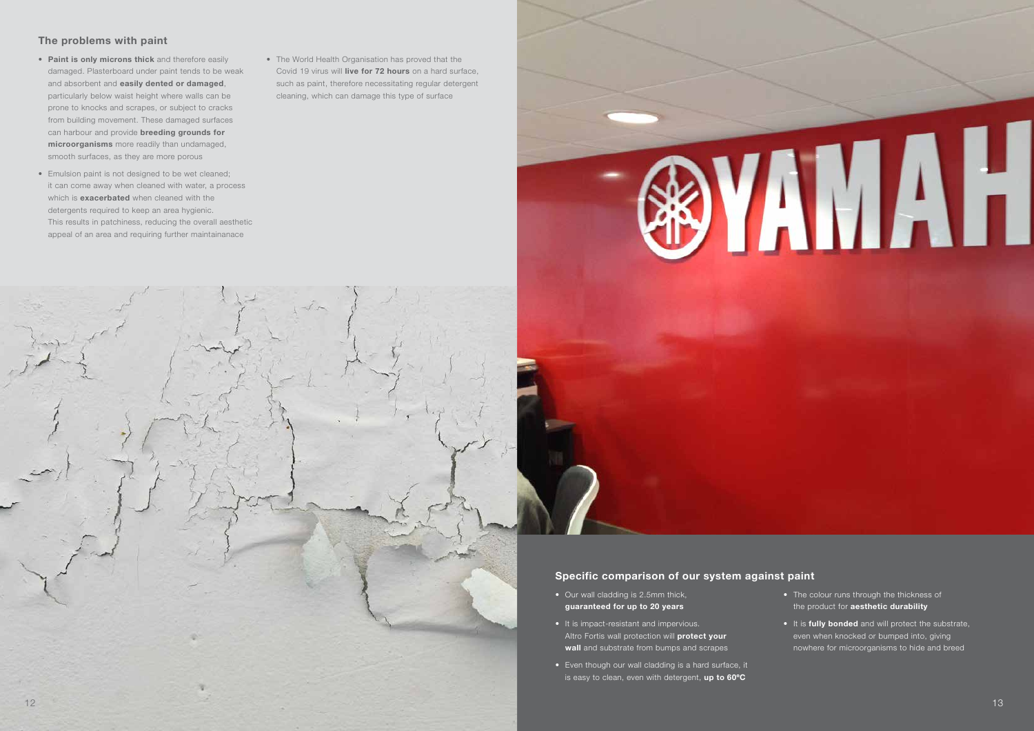## The problems with paint

- **Paint is only microns thick** and therefore easily damaged. Plasterboard under paint tends to be weak and absorbent and **easily dented or damaged**, particularly below waist height where walls can be prone to knocks and scrapes, or subject to cracks from building movement. These damaged surfaces can harbour and provide **breeding grounds for microorganisms** more readily than undamaged, smooth surfaces, as they are more porous
- Emulsion paint is not designed to be wet cleaned; it can come away when cleaned with water, a process which is **exacerbated** when cleaned with the detergents required to keep an area hygienic. This results in patchiness, reducing the overall aesthetic appeal of an area and requiring further maintainanace
- The World Health Organisation has proved that the Covid 19 virus will **live for 72 hours** on a hard surface, such as paint, therefore necessitating regular detergent cleaning, which can damage this type of surface

## Specific comparison of our system against paint

- Our wall cladding is 2.5mm thick, **guaranteed for up to 20 years**
- It is impact-resistant and impervious. Altro Fortis wall protection will **protect your wall** and substrate from bumps and scrapes
- Even though our wall cladding is a hard surface, it is easy to clean, even with detergent, **up to 60ºC**
- The colour runs through the thickness of the product for **aesthetic durability**
- It is **fully bonded** and will protect the substrate, even when knocked or bumped into, giving nowhere for microorganisms to hide and breed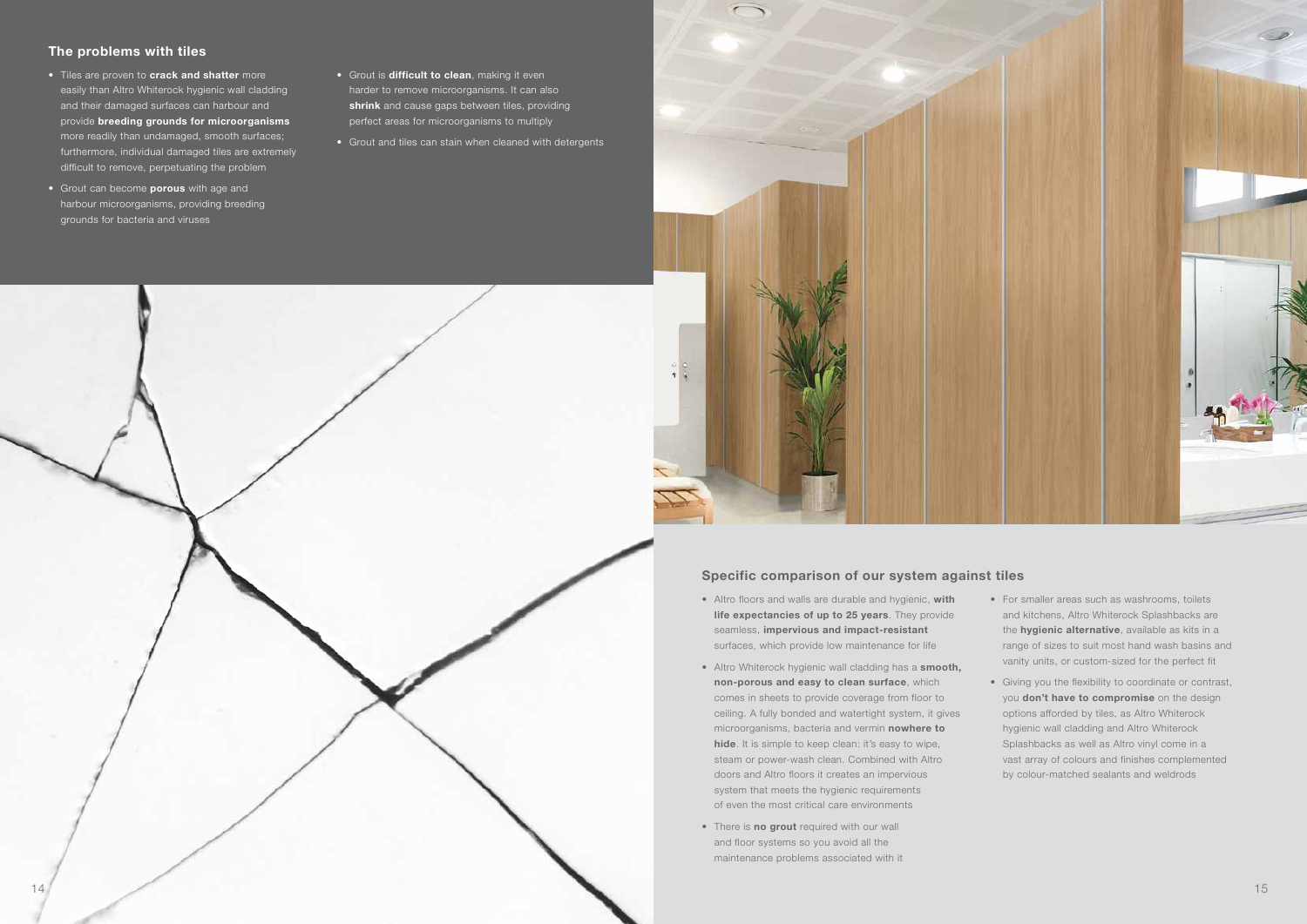## The problems with tiles

- Tiles are proven to **crack and shatter** more easily than Altro Whiterock hygienic wall cladding and their damaged surfaces can harbour and provide **breeding grounds for microorganisms** more readily than undamaged, smooth surfaces; furthermore, individual damaged tiles are extremely difficult to remove, perpetuating the problem
- Grout can become **porous** with age and harbour microorganisms, providing breeding grounds for bacteria and viruses
- Grout is **difficult to clean**, making it even harder to remove microorganisms. It can also **shrink** and cause gaps between tiles, providing perfect areas for microorganisms to multiply
- Grout and tiles can stain when cleaned with detergents

## Specific comparison of our system against tiles

- Altro floors and walls are durable and hygienic, **with life expectancies of up to 25 years**. They provide seamless, **impervious and impact-resistant** surfaces, which provide low maintenance for life
- Altro Whiterock hygienic wall cladding has a **smooth, non-porous and easy to clean surface**, which comes in sheets to provide coverage from floor to ceiling. A fully bonded and watertight system, it gives microorganisms, bacteria and vermin **nowhere to hide**. It is simple to keep clean: it's easy to wipe, steam or power-wash clean. Combined with Altro doors and Altro floors it creates an impervious system that meets the hygienic requirements of even the most critical care environments
- There is **no grout** required with our wall and floor systems so you avoid all the maintenance problems associated with it
- For smaller areas such as washrooms, toilets and kitchens, Altro Whiterock Splashbacks are the **hygienic alternative**, available as kits in a range of sizes to suit most hand wash basins and vanity units, or custom-sized for the perfect fit
- Giving you the flexibility to coordinate or contrast, you **don't have to compromise** on the design options afforded by tiles, as Altro Whiterock hygienic wall cladding and Altro Whiterock Splashbacks as well as Altro vinyl come in a vast array of colours and finishes complemented by colour-matched sealants and weldrods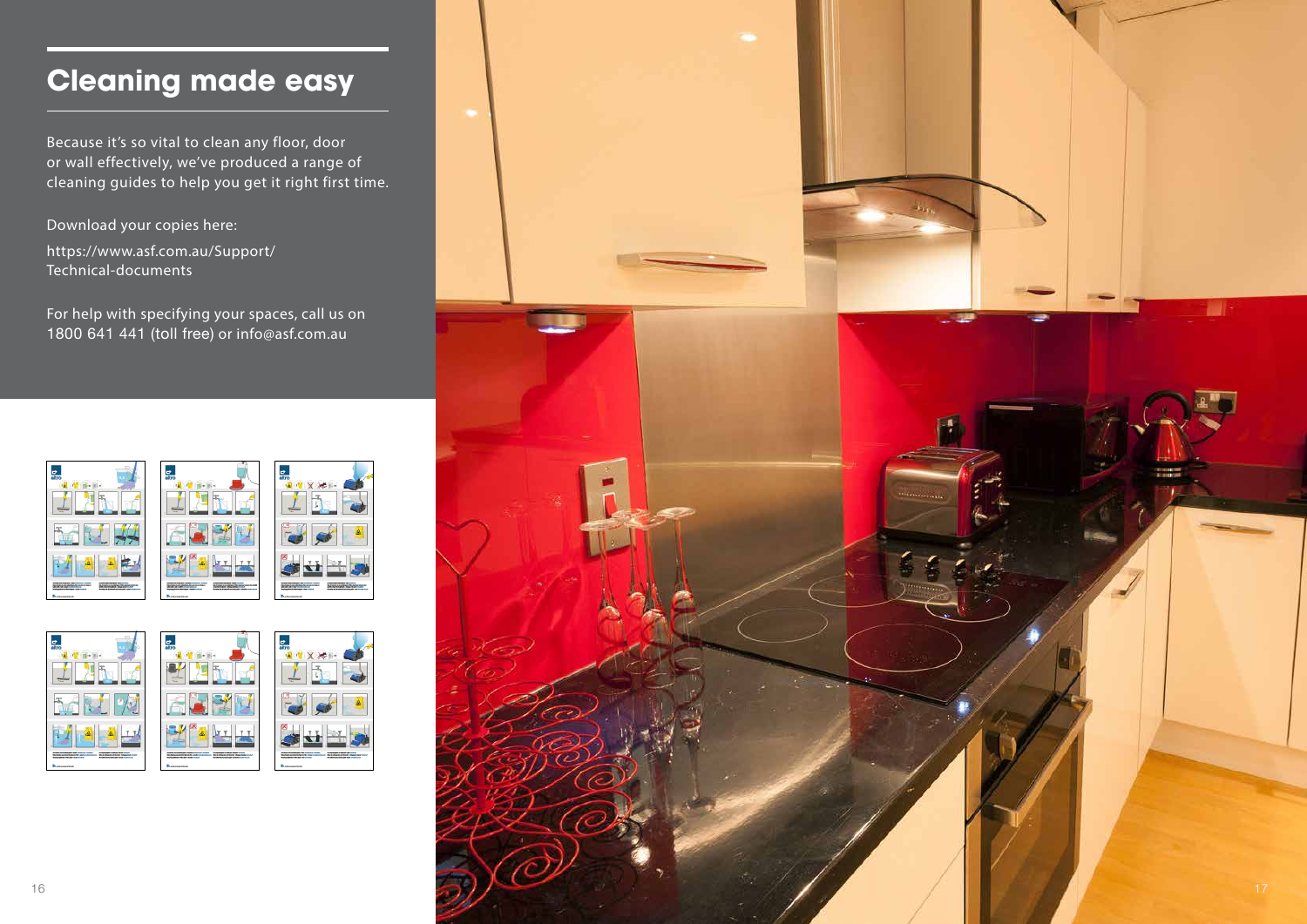# Cleaning made easy

Because it's so vital to clean any floor, door or wall effectively, we've produced a range of cleaning guides to help you get it right first time.

Download your copies here:

https://www.asf.com.au/Support/Technical-documents

For help with specifying your spaces, call us on 1800 641 441 (toll free) or info@asf.com.au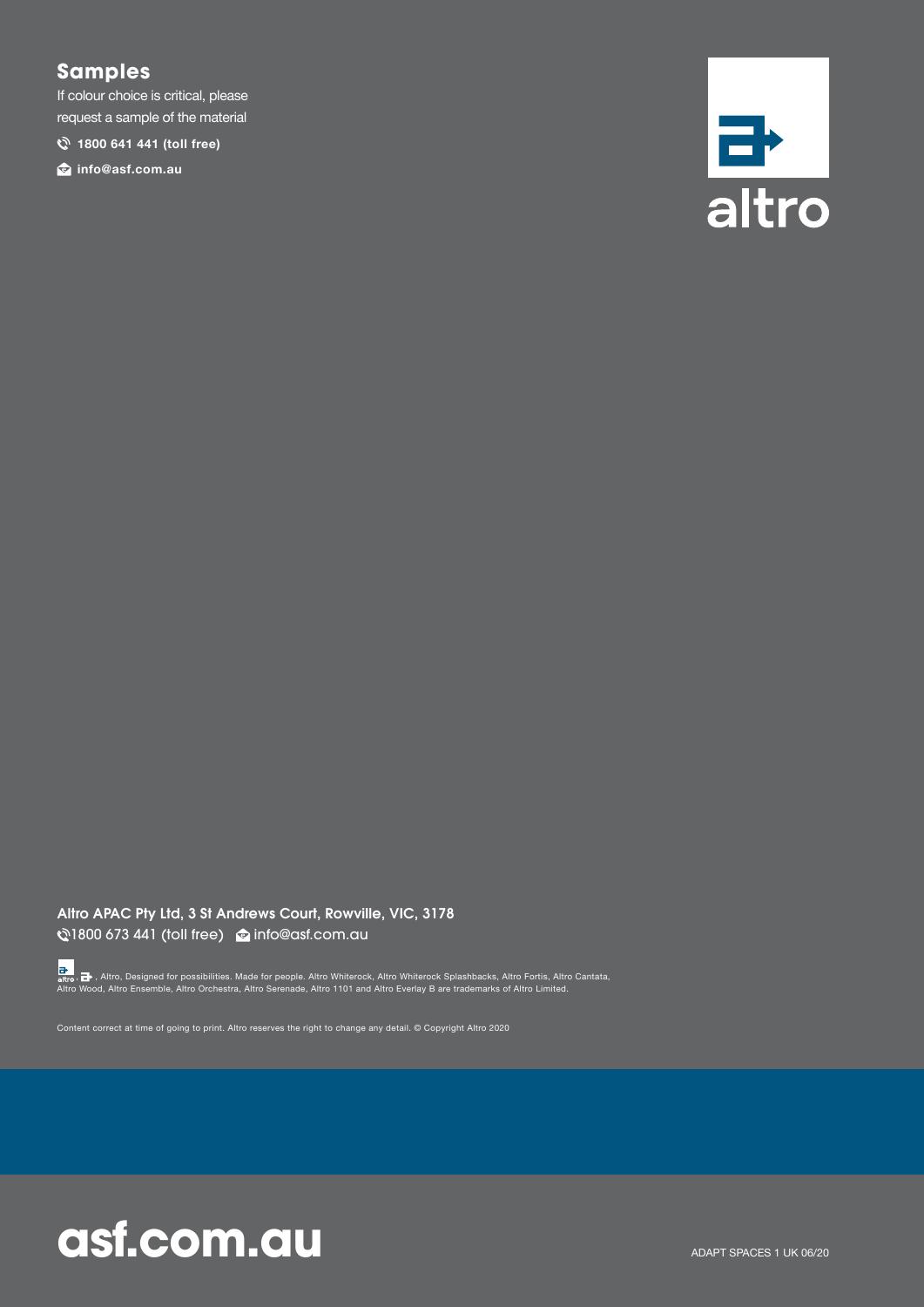## Samples

If colour choice is critical, please request a sample of the material

1800 641 441 (toll free)

info@asf.com.au

altro

**Altro APAC Pty Ltd, 3 St Andrews Court, Rowville, VIC, 3178**

1800 673 441 (toll free) info@asf.com.au

altro, Altro, Designed for possibilities. Made for people. Altro Whiterock, Altro Whiterock Splashbacks, Altro Fortis, Altro Cantata, Altro Wood, Altro Ensemble, Altro Orchestra, Altro Serenade, Altro 1101 and Altro Everlay B are trademarks of Altro Limited.

Content correct at time of going to print. Altro reserves the right to change any detail. © Copyright Altro 2020

# asf.com.au

ADAPT SPACES 1 UK 06/20